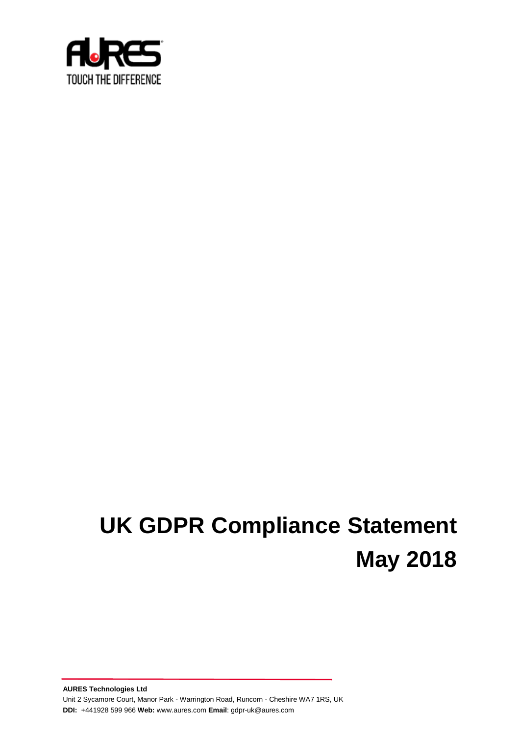AURES

TOUCH THE DIFFERENCE

# UK GDPR Compliance Statement

# May 2018

**AURES Technologies Ltd**
Unit 2 Sycamore Court, Manor Park - Warrington Road, Runcorn - Cheshire WA7 1RS, UK
**DDI:** +441928 599 966 **Web:** www.aures.com **Email**: gdpr-uk@aures.com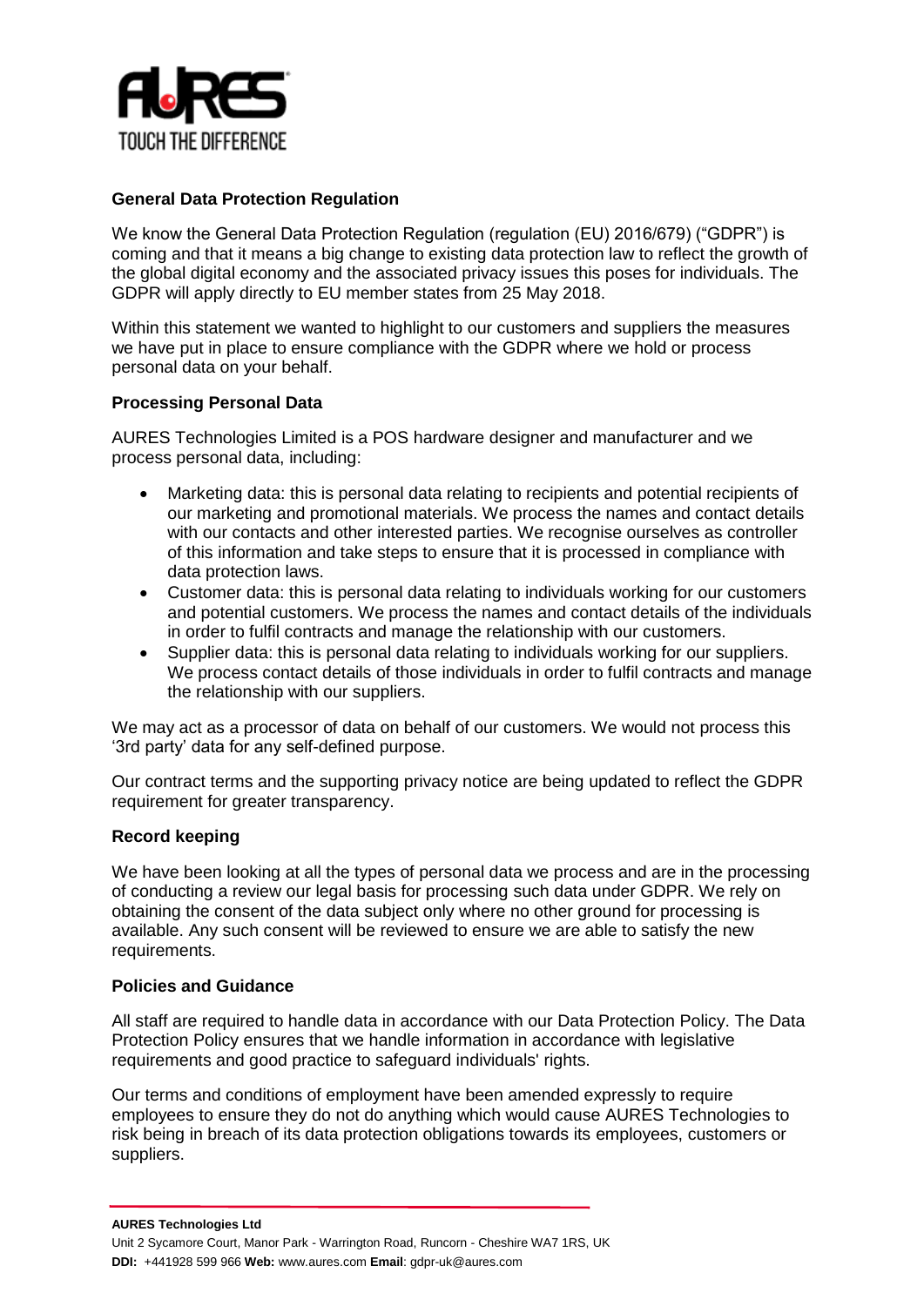## General Data Protection Regulation

We know the General Data Protection Regulation (regulation (EU) 2016/679) ("GDPR") is coming and that it means a big change to existing data protection law to reflect the growth of the global digital economy and the associated privacy issues this poses for individuals. The GDPR will apply directly to EU member states from 25 May 2018.

Within this statement we wanted to highlight to our customers and suppliers the measures we have put in place to ensure compliance with the GDPR where we hold or process personal data on your behalf.

## Processing Personal Data

AURES Technologies Limited is a POS hardware designer and manufacturer and we process personal data, including:

- Marketing data: this is personal data relating to recipients and potential recipients of our marketing and promotional materials. We process the names and contact details with our contacts and other interested parties. We recognise ourselves as controller of this information and take steps to ensure that it is processed in compliance with data protection laws.
- Customer data: this is personal data relating to individuals working for our customers and potential customers. We process the names and contact details of the individuals in order to fulfil contracts and manage the relationship with our customers.
- Supplier data: this is personal data relating to individuals working for our suppliers. We process contact details of those individuals in order to fulfil contracts and manage the relationship with our suppliers.

We may act as a processor of data on behalf of our customers. We would not process this '3rd party' data for any self-defined purpose.

Our contract terms and the supporting privacy notice are being updated to reflect the GDPR requirement for greater transparency.

## Record keeping

We have been looking at all the types of personal data we process and are in the processing of conducting a review our legal basis for processing such data under GDPR. We rely on obtaining the consent of the data subject only where no other ground for processing is available. Any such consent will be reviewed to ensure we are able to satisfy the new requirements.

## Policies and Guidance

All staff are required to handle data in accordance with our Data Protection Policy. The Data Protection Policy ensures that we handle information in accordance with legislative requirements and good practice to safeguard individuals' rights.

Our terms and conditions of employment have been amended expressly to require employees to ensure they do not do anything which would cause AURES Technologies to risk being in breach of its data protection obligations towards its employees, customers or suppliers.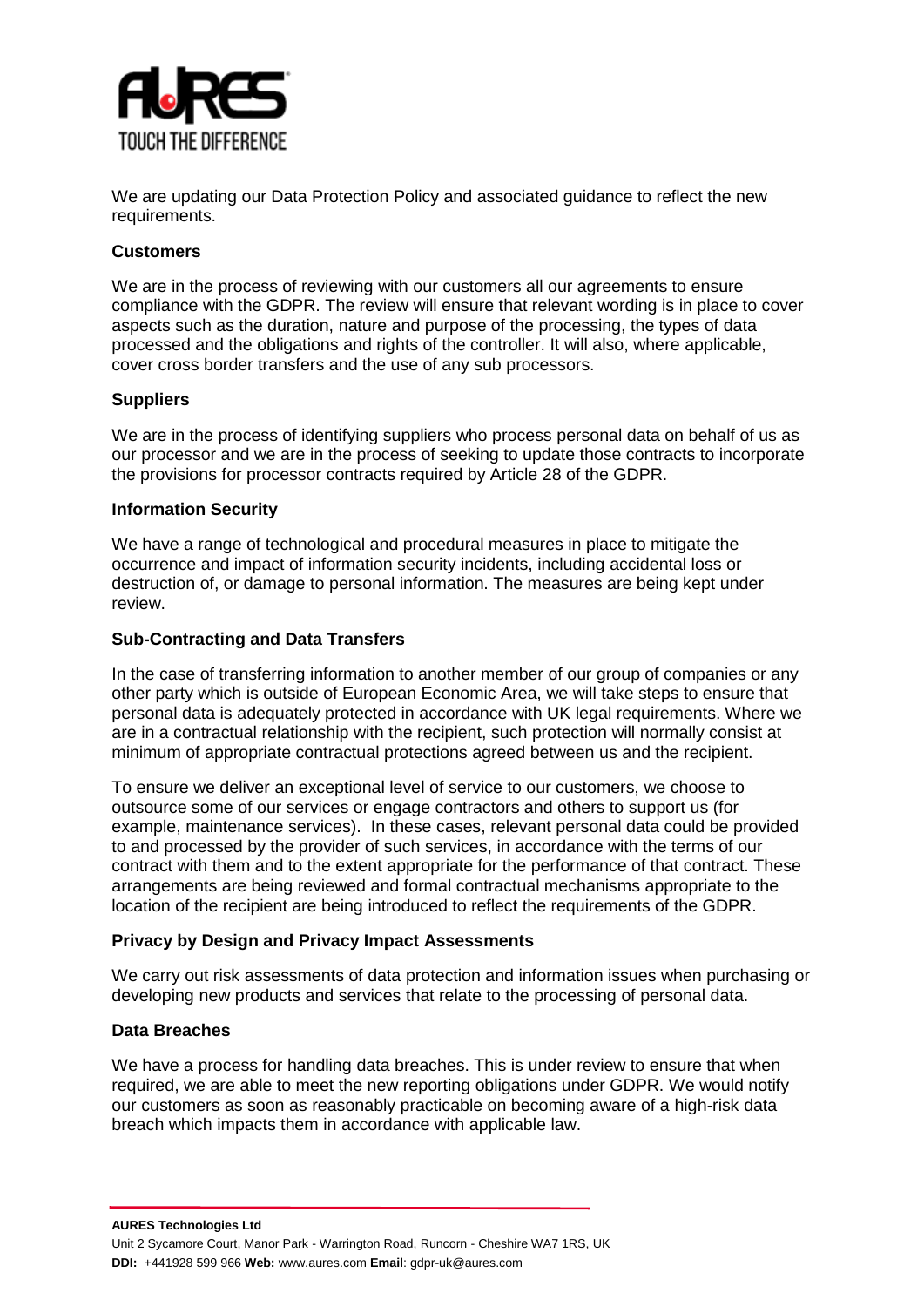We are updating our Data Protection Policy and associated guidance to reflect the new requirements.

**Customers**

We are in the process of reviewing with our customers all our agreements to ensure compliance with the GDPR. The review will ensure that relevant wording is in place to cover aspects such as the duration, nature and purpose of the processing, the types of data processed and the obligations and rights of the controller. It will also, where applicable, cover cross border transfers and the use of any sub processors.

**Suppliers**

We are in the process of identifying suppliers who process personal data on behalf of us as our processor and we are in the process of seeking to update those contracts to incorporate the provisions for processor contracts required by Article 28 of the GDPR.

**Information Security**

We have a range of technological and procedural measures in place to mitigate the occurrence and impact of information security incidents, including accidental loss or destruction of, or damage to personal information. The measures are being kept under review.

**Sub-Contracting and Data Transfers**

In the case of transferring information to another member of our group of companies or any other party which is outside of European Economic Area, we will take steps to ensure that personal data is adequately protected in accordance with UK legal requirements. Where we are in a contractual relationship with the recipient, such protection will normally consist at minimum of appropriate contractual protections agreed between us and the recipient.

To ensure we deliver an exceptional level of service to our customers, we choose to outsource some of our services or engage contractors and others to support us (for example, maintenance services). In these cases, relevant personal data could be provided to and processed by the provider of such services, in accordance with the terms of our contract with them and to the extent appropriate for the performance of that contract. These arrangements are being reviewed and formal contractual mechanisms appropriate to the location of the recipient are being introduced to reflect the requirements of the GDPR.

**Privacy by Design and Privacy Impact Assessments**

We carry out risk assessments of data protection and information issues when purchasing or developing new products and services that relate to the processing of personal data.

**Data Breaches**

We have a process for handling data breaches. This is under review to ensure that when required, we are able to meet the new reporting obligations under GDPR. We would notify our customers as soon as reasonably practicable on becoming aware of a high-risk data breach which impacts them in accordance with applicable law.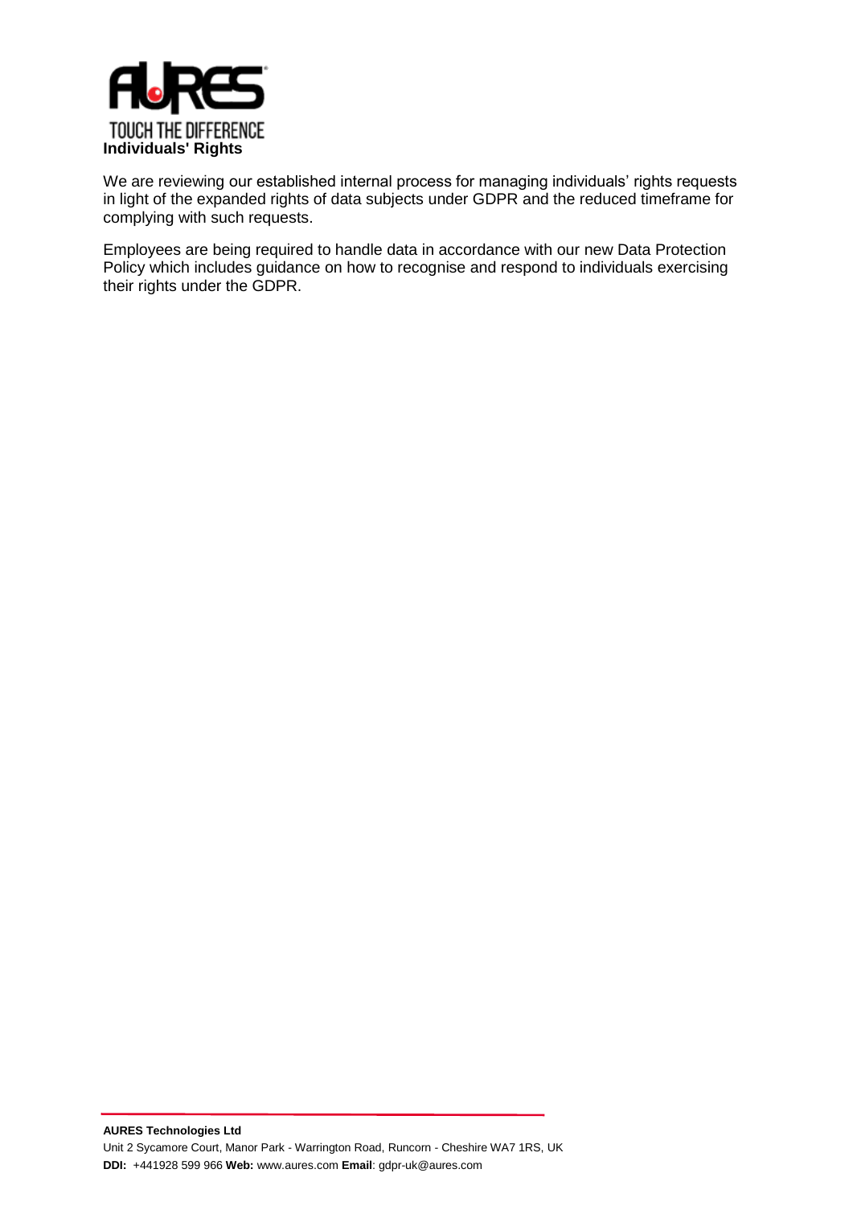## Individuals' Rights

We are reviewing our established internal process for managing individuals' rights requests in light of the expanded rights of data subjects under GDPR and the reduced timeframe for complying with such requests.

Employees are being required to handle data in accordance with our new Data Protection Policy which includes guidance on how to recognise and respond to individuals exercising their rights under the GDPR.